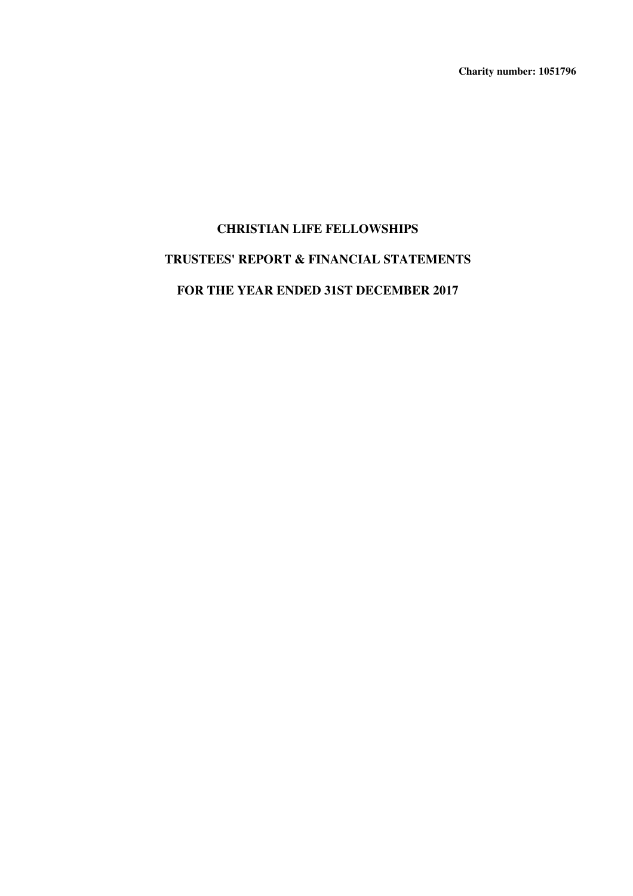**Charity number: 1051796**

# CHRISTIAN LIFE FELLOWSHIPS

## TRUSTEES' REPORT & FINANCIAL STATEMENTS

## FOR THE YEAR ENDED 31ST DECEMBER 2017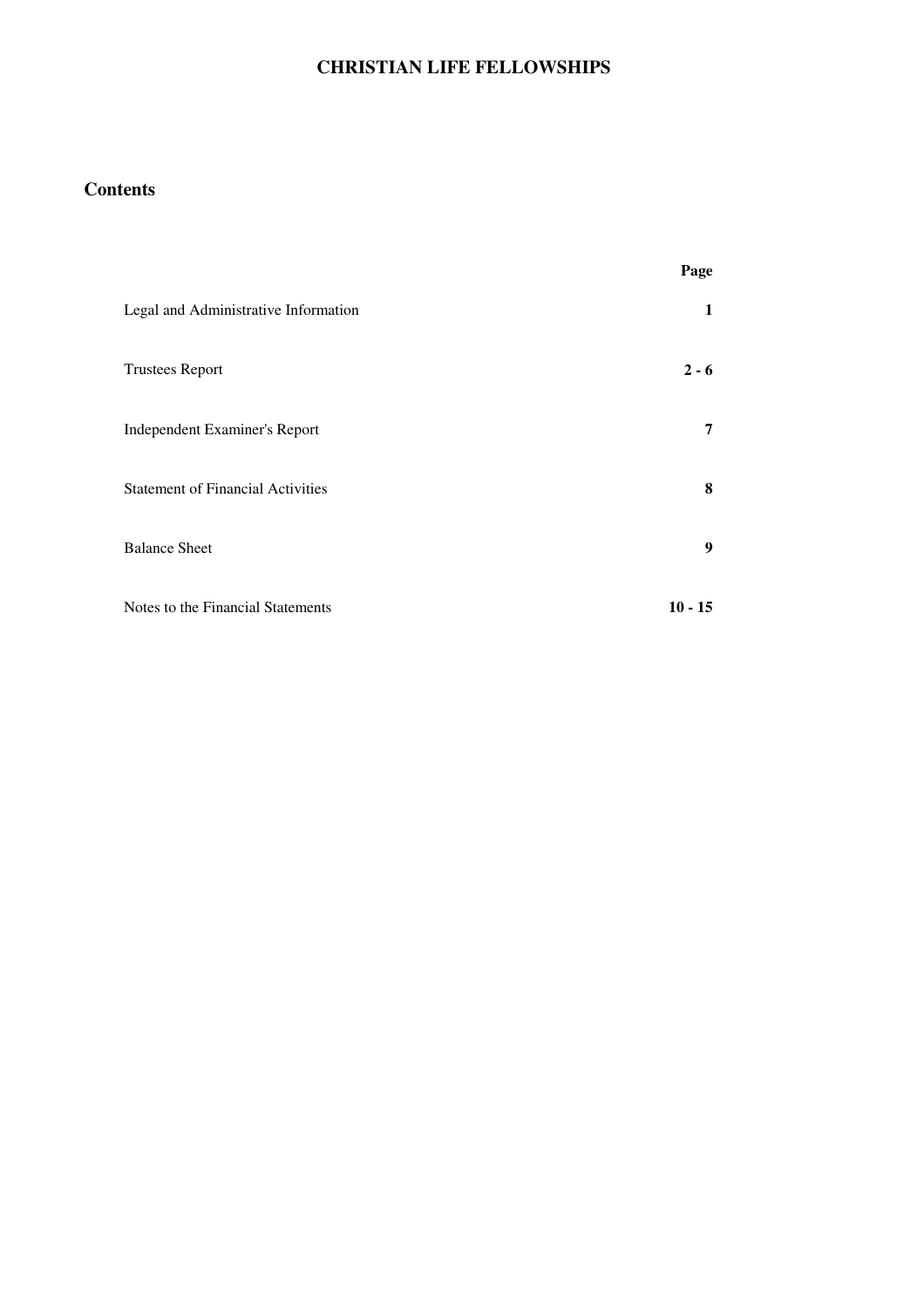# CHRISTIAN LIFE FELLOWSHIPS

## Contents

| | Page |
|---|---|
| Legal and Administrative Information | **1** |
| Trustees Report | **2 - 6** |
| Independent Examiner's Report | **7** |
| Statement of Financial Activities | **8** |
| Balance Sheet | **9** |
| Notes to the Financial Statements | **10 - 15** |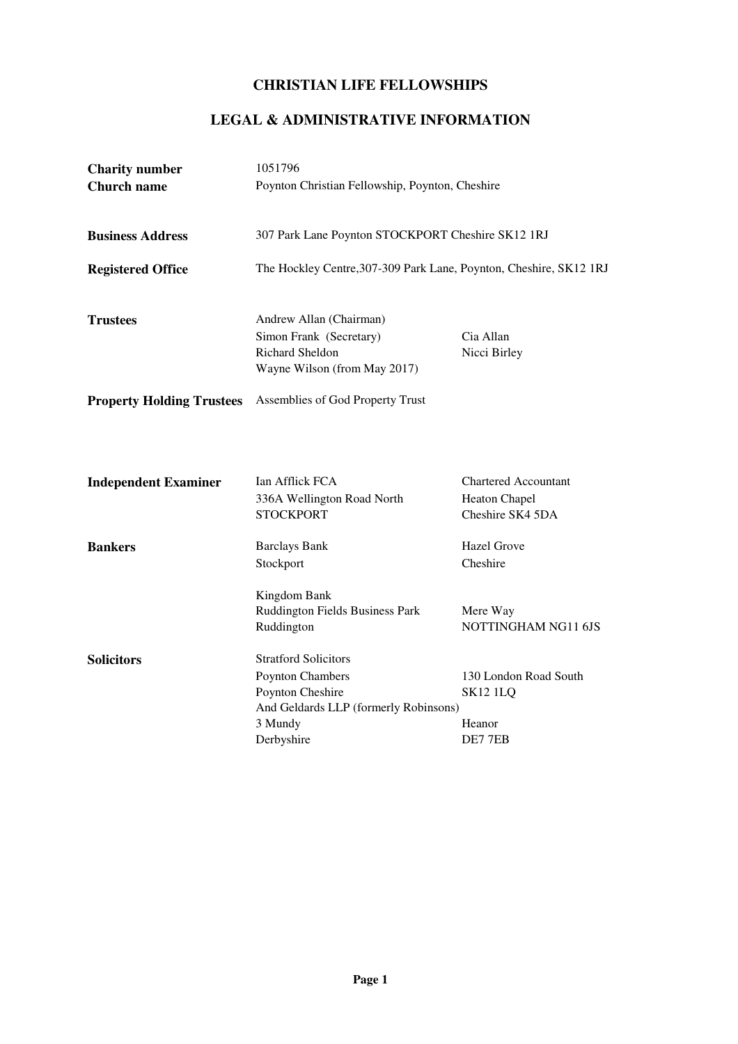# CHRISTIAN LIFE FELLOWSHIPS

## LEGAL & ADMINISTRATIVE INFORMATION

| | | |
|---|---|---|
| **Charity number** | 1051796 | |
| **Church name** | Poynton Christian Fellowship, Poynton, Cheshire | |
| **Business Address** | 307 Park Lane Poynton STOCKPORT Cheshire SK12 1RJ | |
| **Registered Office** | The Hockley Centre,307-309 Park Lane, Poynton, Cheshire, SK12 1RJ | |
| **Trustees** | Andrew Allan (Chairman) | |
| | Simon Frank (Secretary) | Cia Allan |
| | Richard Sheldon | Nicci Birley |
| | Wayne Wilson (from May 2017) | |
| **Property Holding Trustees** | Assemblies of God Property Trust | |
| **Independent Examiner** | Ian Afflick FCA | Chartered Accountant |
| | 336A Wellington Road North | Heaton Chapel |
| | STOCKPORT | Cheshire SK4 5DA |
| **Bankers** | Barclays Bank | Hazel Grove |
| | Stockport | Cheshire |
| | Kingdom Bank | |
| | Ruddington Fields Business Park | Mere Way |
| | Ruddington | NOTTINGHAM NG11 6JS |
| **Solicitors** | Stratford Solicitors | |
| | Poynton Chambers | 130 London Road South |
| | Poynton Cheshire | SK12 1LQ |
| | And Geldards LLP (formerly Robinsons) | |
| | 3 Mundy | Heanor |
| | Derbyshire | DE7 7EB |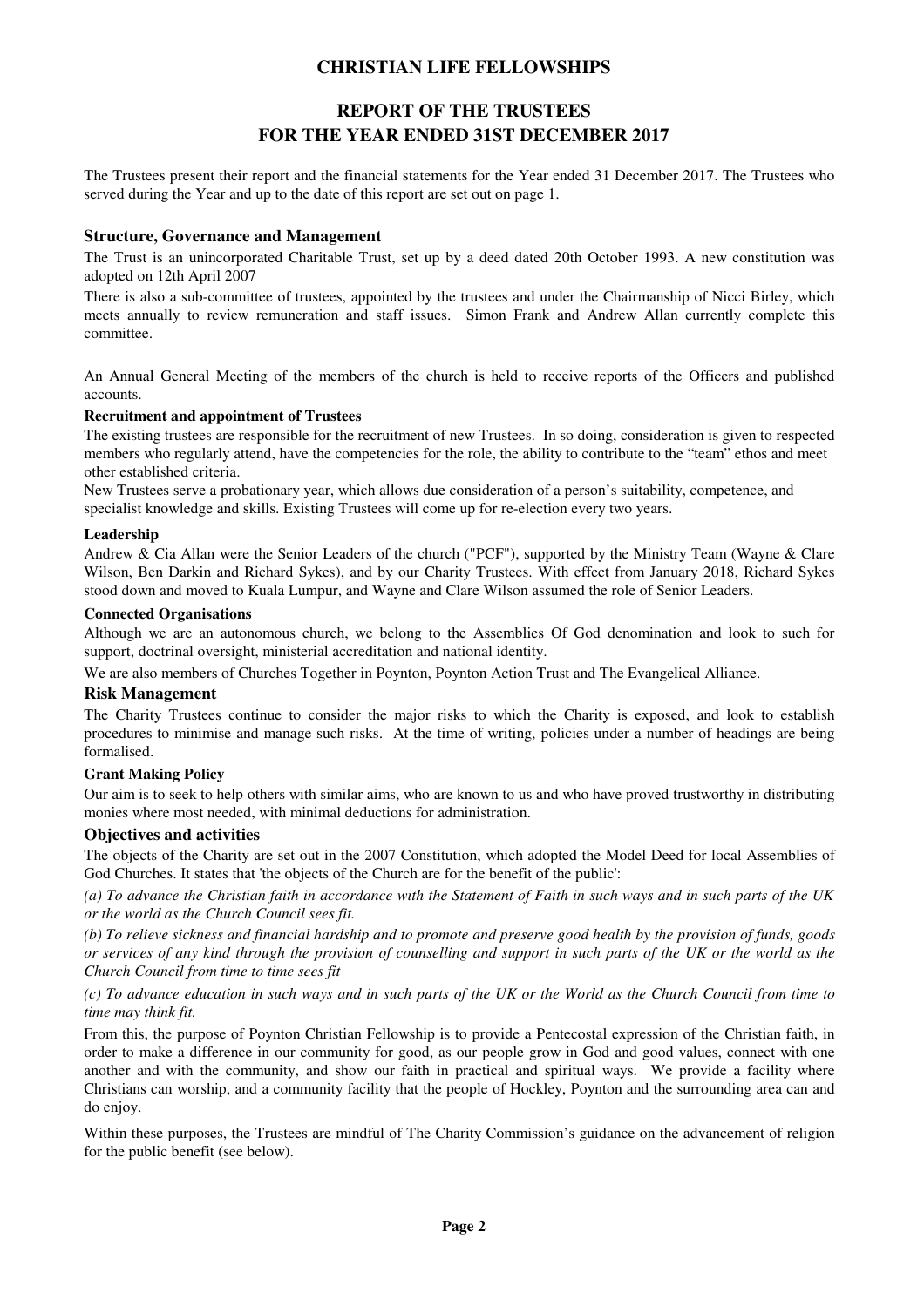# CHRISTIAN LIFE FELLOWSHIPS

## REPORT OF THE TRUSTEES FOR THE YEAR ENDED 31ST DECEMBER 2017

The Trustees present their report and the financial statements for the Year ended 31 December 2017. The Trustees who served during the Year and up to the date of this report are set out on page 1.

### Structure, Governance and Management

The Trust is an unincorporated Charitable Trust, set up by a deed dated 20th October 1993. A new constitution was adopted on 12th April 2007

There is also a sub-committee of trustees, appointed by the trustees and under the Chairmanship of Nicci Birley, which meets annually to review remuneration and staff issues. Simon Frank and Andrew Allan currently complete this committee.

An Annual General Meeting of the members of the church is held to receive reports of the Officers and published accounts.

**Recruitment and appointment of Trustees**

The existing trustees are responsible for the recruitment of new Trustees. In so doing, consideration is given to respected members who regularly attend, have the competencies for the role, the ability to contribute to the "team" ethos and meet other established criteria.

New Trustees serve a probationary year, which allows due consideration of a person's suitability, competence, and specialist knowledge and skills. Existing Trustees will come up for re-election every two years.

**Leadership**

Andrew & Cia Allan were the Senior Leaders of the church ("PCF"), supported by the Ministry Team (Wayne & Clare Wilson, Ben Darkin and Richard Sykes), and by our Charity Trustees. With effect from January 2018, Richard Sykes stood down and moved to Kuala Lumpur, and Wayne and Clare Wilson assumed the role of Senior Leaders.

**Connected Organisations**

Although we are an autonomous church, we belong to the Assemblies Of God denomination and look to such for support, doctrinal oversight, ministerial accreditation and national identity.

We are also members of Churches Together in Poynton, Poynton Action Trust and The Evangelical Alliance.

### Risk Management

The Charity Trustees continue to consider the major risks to which the Charity is exposed, and look to establish procedures to minimise and manage such risks. At the time of writing, policies under a number of headings are being formalised.

**Grant Making Policy**

Our aim is to seek to help others with similar aims, who are known to us and who have proved trustworthy in distributing monies where most needed, with minimal deductions for administration.

### Objectives and activities

The objects of the Charity are set out in the 2007 Constitution, which adopted the Model Deed for local Assemblies of God Churches. It states that 'the objects of the Church are for the benefit of the public':

*(a) To advance the Christian faith in accordance with the Statement of Faith in such ways and in such parts of the UK or the world as the Church Council sees fit.*

*(b) To relieve sickness and financial hardship and to promote and preserve good health by the provision of funds, goods or services of any kind through the provision of counselling and support in such parts of the UK or the world as the Church Council from time to time sees fit*

*(c) To advance education in such ways and in such parts of the UK or the World as the Church Council from time to time may think fit.*

From this, the purpose of Poynton Christian Fellowship is to provide a Pentecostal expression of the Christian faith, in order to make a difference in our community for good, as our people grow in God and good values, connect with one another and with the community, and show our faith in practical and spiritual ways. We provide a facility where Christians can worship, and a community facility that the people of Hockley, Poynton and the surrounding area can and do enjoy.

Within these purposes, the Trustees are mindful of The Charity Commission's guidance on the advancement of religion for the public benefit (see below).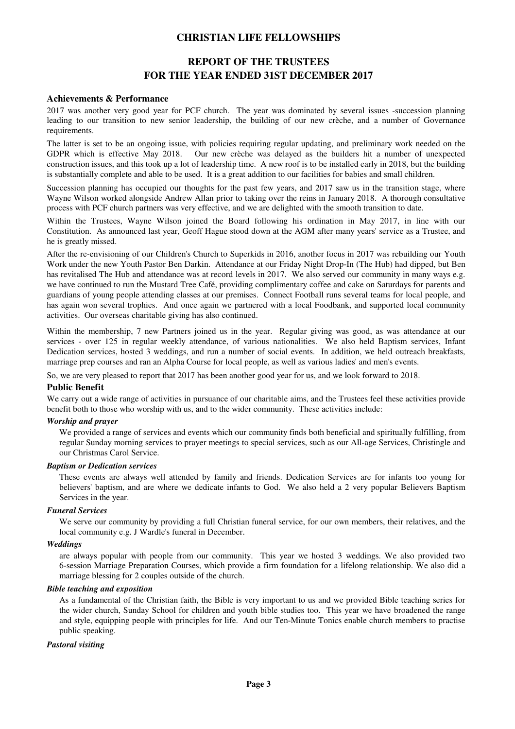# CHRISTIAN LIFE FELLOWSHIPS

## REPORT OF THE TRUSTEES
## FOR THE YEAR ENDED 31ST DECEMBER 2017

### Achievements & Performance

2017 was another very good year for PCF church. The year was dominated by several issues -succession planning leading to our transition to new senior leadership, the building of our new crèche, and a number of Governance requirements.

The latter is set to be an ongoing issue, with policies requiring regular updating, and preliminary work needed on the GDPR which is effective May 2018. Our new crèche was delayed as the builders hit a number of unexpected construction issues, and this took up a lot of leadership time. A new roof is to be installed early in 2018, but the building is substantially complete and able to be used. It is a great addition to our facilities for babies and small children.

Succession planning has occupied our thoughts for the past few years, and 2017 saw us in the transition stage, where Wayne Wilson worked alongside Andrew Allan prior to taking over the reins in January 2018. A thorough consultative process with PCF church partners was very effective, and we are delighted with the smooth transition to date.

Within the Trustees, Wayne Wilson joined the Board following his ordination in May 2017, in line with our Constitution. As announced last year, Geoff Hague stood down at the AGM after many years' service as a Trustee, and he is greatly missed.

After the re-envisioning of our Children's Church to Superkids in 2016, another focus in 2017 was rebuilding our Youth Work under the new Youth Pastor Ben Darkin. Attendance at our Friday Night Drop-In (The Hub) had dipped, but Ben has revitalised The Hub and attendance was at record levels in 2017. We also served our community in many ways e.g. we have continued to run the Mustard Tree Café, providing complimentary coffee and cake on Saturdays for parents and guardians of young people attending classes at our premises. Connect Football runs several teams for local people, and has again won several trophies. And once again we partnered with a local Foodbank, and supported local community activities. Our overseas charitable giving has also continued.

Within the membership, 7 new Partners joined us in the year. Regular giving was good, as was attendance at our services - over 125 in regular weekly attendance, of various nationalities. We also held Baptism services, Infant Dedication services, hosted 3 weddings, and run a number of social events. In addition, we held outreach breakfasts, marriage prep courses and ran an Alpha Course for local people, as well as various ladies' and men's events.

So, we are very pleased to report that 2017 has been another good year for us, and we look forward to 2018.

### Public Benefit

We carry out a wide range of activities in pursuance of our charitable aims, and the Trustees feel these activities provide benefit both to those who worship with us, and to the wider community. These activities include:

***Worship and prayer***

We provided a range of services and events which our community finds both beneficial and spiritually fulfilling, from regular Sunday morning services to prayer meetings to special services, such as our All-age Services, Christingle and our Christmas Carol Service.

***Baptism or Dedication services***

These events are always well attended by family and friends. Dedication Services are for infants too young for believers' baptism, and are where we dedicate infants to God. We also held a 2 very popular Believers Baptism Services in the year.

***Funeral Services***

We serve our community by providing a full Christian funeral service, for our own members, their relatives, and the local community e.g. J Wardle's funeral in December.

***Weddings***

are always popular with people from our community. This year we hosted 3 weddings. We also provided two 6-session Marriage Preparation Courses, which provide a firm foundation for a lifelong relationship. We also did a marriage blessing for 2 couples outside of the church.

***Bible teaching and exposition***

As a fundamental of the Christian faith, the Bible is very important to us and we provided Bible teaching series for the wider church, Sunday School for children and youth bible studies too. This year we have broadened the range and style, equipping people with principles for life. And our Ten-Minute Tonics enable church members to practise public speaking.

***Pastoral visiting***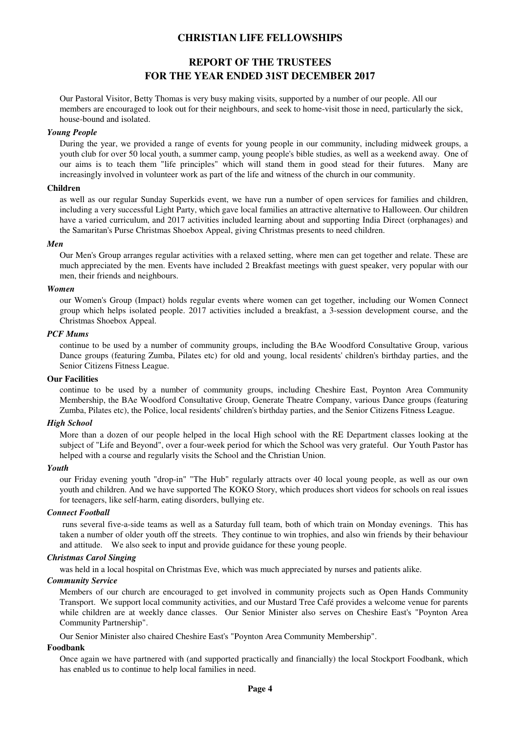# CHRISTIAN LIFE FELLOWSHIPS

## REPORT OF THE TRUSTEES
## FOR THE YEAR ENDED 31ST DECEMBER 2017

Our Pastoral Visitor, Betty Thomas is very busy making visits, supported by a number of our people. All our members are encouraged to look out for their neighbours, and seek to home-visit those in need, particularly the sick, house-bound and isolated.

***Young People***

During the year, we provided a range of events for young people in our community, including midweek groups, a youth club for over 50 local youth, a summer camp, young people's bible studies, as well as a weekend away. One of our aims is to teach them "life principles" which will stand them in good stead for their futures. Many are increasingly involved in volunteer work as part of the life and witness of the church in our community.

**Children**

as well as our regular Sunday Superkids event, we have run a number of open services for families and children, including a very successful Light Party, which gave local families an attractive alternative to Halloween. Our children have a varied curriculum, and 2017 activities included learning about and supporting India Direct (orphanages) and the Samaritan's Purse Christmas Shoebox Appeal, giving Christmas presents to need children.

***Men***

Our Men's Group arranges regular activities with a relaxed setting, where men can get together and relate. These are much appreciated by the men. Events have included 2 Breakfast meetings with guest speaker, very popular with our men, their friends and neighbours.

***Women***

our Women's Group (Impact) holds regular events where women can get together, including our Women Connect group which helps isolated people. 2017 activities included a breakfast, a 3-session development course, and the Christmas Shoebox Appeal.

***PCF Mums***

continue to be used by a number of community groups, including the BAe Woodford Consultative Group, various Dance groups (featuring Zumba, Pilates etc) for old and young, local residents' children's birthday parties, and the Senior Citizens Fitness League.

**Our Facilities**

continue to be used by a number of community groups, including Cheshire East, Poynton Area Community Membership, the BAe Woodford Consultative Group, Generate Theatre Company, various Dance groups (featuring Zumba, Pilates etc), the Police, local residents' children's birthday parties, and the Senior Citizens Fitness League.

***High School***

More than a dozen of our people helped in the local High school with the RE Department classes looking at the subject of "Life and Beyond", over a four-week period for which the School was very grateful. Our Youth Pastor has helped with a course and regularly visits the School and the Christian Union.

***Youth***

our Friday evening youth "drop-in" "The Hub" regularly attracts over 40 local young people, as well as our own youth and children. And we have supported The KOKO Story, which produces short videos for schools on real issues for teenagers, like self-harm, eating disorders, bullying etc.

***Connect Football***

runs several five-a-side teams as well as a Saturday full team, both of which train on Monday evenings. This has taken a number of older youth off the streets. They continue to win trophies, and also win friends by their behaviour and attitude. We also seek to input and provide guidance for these young people.

***Christmas Carol Singing***

was held in a local hospital on Christmas Eve, which was much appreciated by nurses and patients alike.

***Community Service***

Members of our church are encouraged to get involved in community projects such as Open Hands Community Transport. We support local community activities, and our Mustard Tree Café provides a welcome venue for parents while children are at weekly dance classes. Our Senior Minister also serves on Cheshire East's "Poynton Area Community Partnership".

Our Senior Minister also chaired Cheshire East's "Poynton Area Community Membership".

**Foodbank**

Once again we have partnered with (and supported practically and financially) the local Stockport Foodbank, which has enabled us to continue to help local families in need.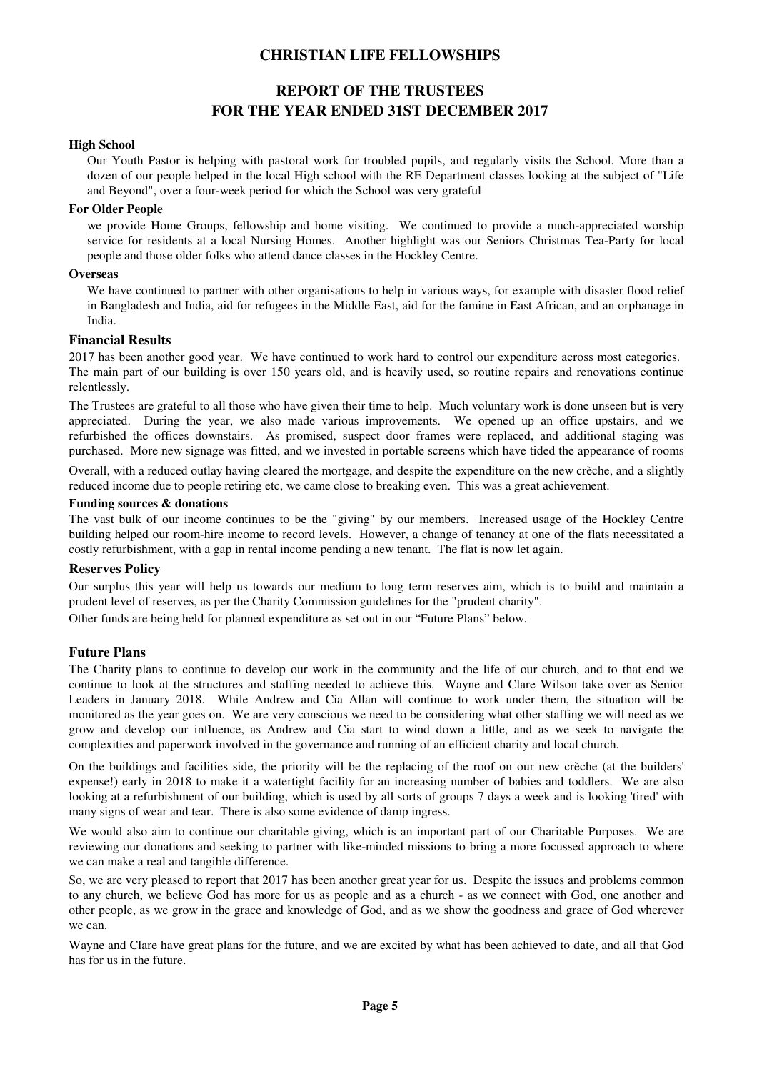# CHRISTIAN LIFE FELLOWSHIPS

## REPORT OF THE TRUSTEES
## FOR THE YEAR ENDED 31ST DECEMBER 2017

**High School**

Our Youth Pastor is helping with pastoral work for troubled pupils, and regularly visits the School. More than a dozen of our people helped in the local High school with the RE Department classes looking at the subject of "Life and Beyond", over a four-week period for which the School was very grateful

**For Older People**

we provide Home Groups, fellowship and home visiting. We continued to provide a much-appreciated worship service for residents at a local Nursing Homes. Another highlight was our Seniors Christmas Tea-Party for local people and those older folks who attend dance classes in the Hockley Centre.

**Overseas**

We have continued to partner with other organisations to help in various ways, for example with disaster flood relief in Bangladesh and India, aid for refugees in the Middle East, aid for the famine in East African, and an orphanage in India.

### Financial Results

2017 has been another good year. We have continued to work hard to control our expenditure across most categories. The main part of our building is over 150 years old, and is heavily used, so routine repairs and renovations continue relentlessly.

The Trustees are grateful to all those who have given their time to help. Much voluntary work is done unseen but is very appreciated. During the year, we also made various improvements. We opened up an office upstairs, and we refurbished the offices downstairs. As promised, suspect door frames were replaced, and additional staging was purchased. More new signage was fitted, and we invested in portable screens which have tided the appearance of rooms

Overall, with a reduced outlay having cleared the mortgage, and despite the expenditure on the new crèche, and a slightly reduced income due to people retiring etc, we came close to breaking even. This was a great achievement.

**Funding sources & donations**

The vast bulk of our income continues to be the "giving" by our members. Increased usage of the Hockley Centre building helped our room-hire income to record levels. However, a change of tenancy at one of the flats necessitated a costly refurbishment, with a gap in rental income pending a new tenant. The flat is now let again.

### Reserves Policy

Our surplus this year will help us towards our medium to long term reserves aim, which is to build and maintain a prudent level of reserves, as per the Charity Commission guidelines for the "prudent charity".

Other funds are being held for planned expenditure as set out in our "Future Plans" below.

### Future Plans

The Charity plans to continue to develop our work in the community and the life of our church, and to that end we continue to look at the structures and staffing needed to achieve this. Wayne and Clare Wilson take over as Senior Leaders in January 2018. While Andrew and Cia Allan will continue to work under them, the situation will be monitored as the year goes on. We are very conscious we need to be considering what other staffing we will need as we grow and develop our influence, as Andrew and Cia start to wind down a little, and as we seek to navigate the complexities and paperwork involved in the governance and running of an efficient charity and local church.

On the buildings and facilities side, the priority will be the replacing of the roof on our new crèche (at the builders' expense!) early in 2018 to make it a watertight facility for an increasing number of babies and toddlers. We are also looking at a refurbishment of our building, which is used by all sorts of groups 7 days a week and is looking 'tired' with many signs of wear and tear. There is also some evidence of damp ingress.

We would also aim to continue our charitable giving, which is an important part of our Charitable Purposes. We are reviewing our donations and seeking to partner with like-minded missions to bring a more focussed approach to where we can make a real and tangible difference.

So, we are very pleased to report that 2017 has been another great year for us. Despite the issues and problems common to any church, we believe God has more for us as people and as a church - as we connect with God, one another and other people, as we grow in the grace and knowledge of God, and as we show the goodness and grace of God wherever we can.

Wayne and Clare have great plans for the future, and we are excited by what has been achieved to date, and all that God has for us in the future.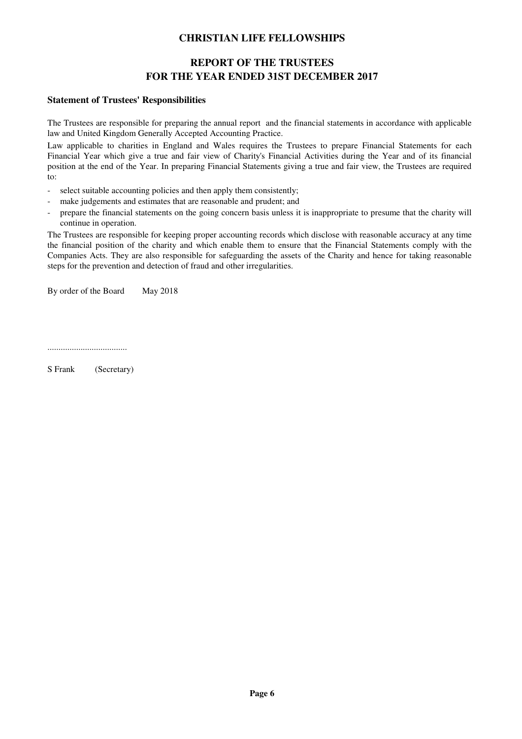# CHRISTIAN LIFE FELLOWSHIPS

## REPORT OF THE TRUSTEES
## FOR THE YEAR ENDED 31ST DECEMBER 2017

### Statement of Trustees' Responsibilities

The Trustees are responsible for preparing the annual report and the financial statements in accordance with applicable law and United Kingdom Generally Accepted Accounting Practice.

Law applicable to charities in England and Wales requires the Trustees to prepare Financial Statements for each Financial Year which give a true and fair view of Charity's Financial Activities during the Year and of its financial position at the end of the Year. In preparing Financial Statements giving a true and fair view, the Trustees are required to:

- select suitable accounting policies and then apply them consistently;
- make judgements and estimates that are reasonable and prudent; and
- prepare the financial statements on the going concern basis unless it is inappropriate to presume that the charity will continue in operation.

The Trustees are responsible for keeping proper accounting records which disclose with reasonable accuracy at any time the financial position of the charity and which enable them to ensure that the Financial Statements comply with the Companies Acts. They are also responsible for safeguarding the assets of the Charity and hence for taking reasonable steps for the prevention and detection of fraud and other irregularities.

By order of the Board    May 2018

....................................

S Frank    (Secretary)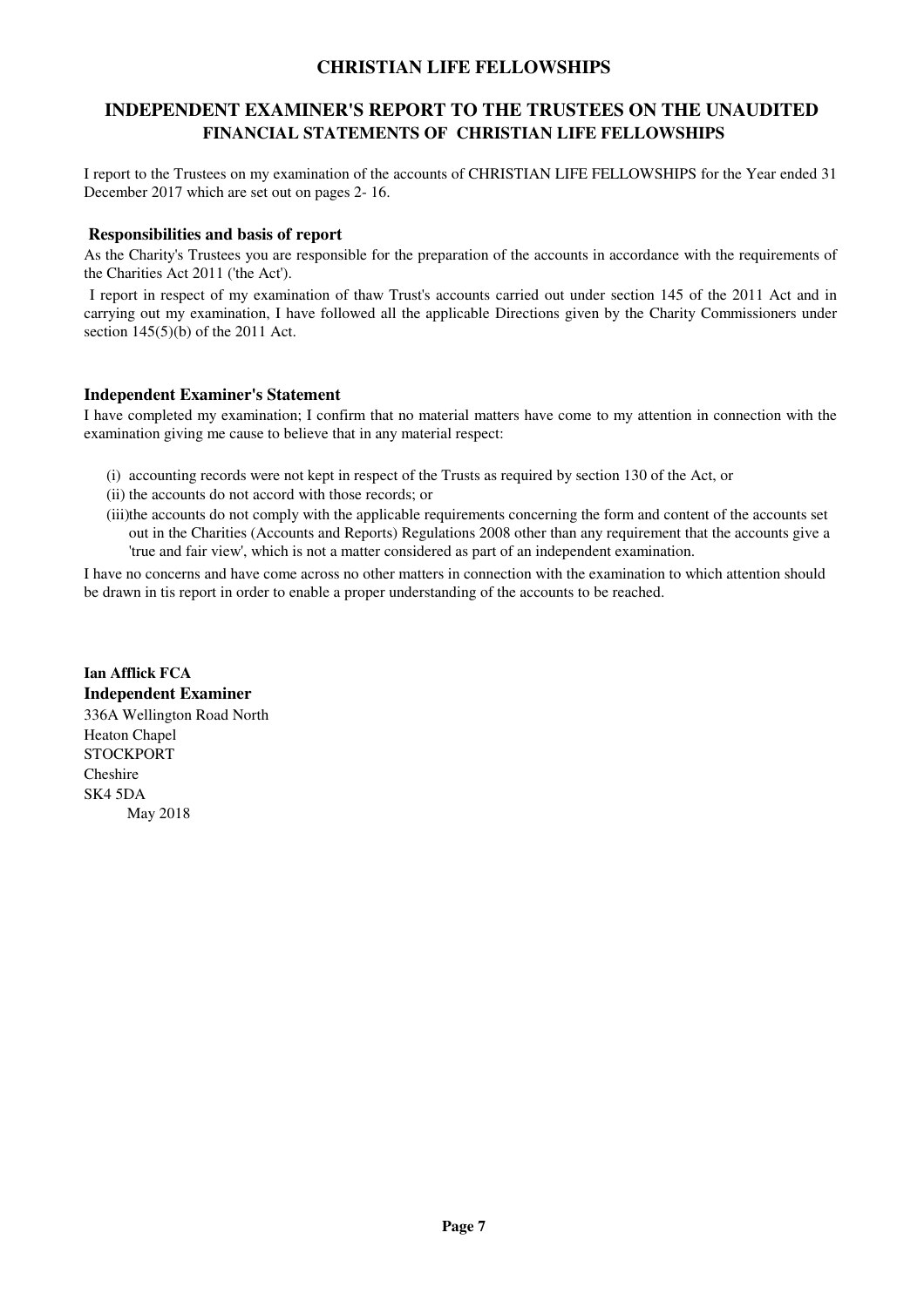# CHRISTIAN LIFE FELLOWSHIPS

## INDEPENDENT EXAMINER'S REPORT TO THE TRUSTEES ON THE UNAUDITED FINANCIAL STATEMENTS OF CHRISTIAN LIFE FELLOWSHIPS

I report to the Trustees on my examination of the accounts of CHRISTIAN LIFE FELLOWSHIPS for the Year ended 31 December 2017 which are set out on pages 2- 16.

### Responsibilities and basis of report

As the Charity's Trustees you are responsible for the preparation of the accounts in accordance with the requirements of the Charities Act 2011 ('the Act').

I report in respect of my examination of thaw Trust's accounts carried out under section 145 of the 2011 Act and in carrying out my examination, I have followed all the applicable Directions given by the Charity Commissioners under section 145(5)(b) of the 2011 Act.

### Independent Examiner's Statement

I have completed my examination; I confirm that no material matters have come to my attention in connection with the examination giving me cause to believe that in any material respect:

(i) accounting records were not kept in respect of the Trusts as required by section 130 of the Act, or

(ii) the accounts do not accord with those records; or

(iii) the accounts do not comply with the applicable requirements concerning the form and content of the accounts set out in the Charities (Accounts and Reports) Regulations 2008 other than any requirement that the accounts give a 'true and fair view', which is not a matter considered as part of an independent examination.

I have no concerns and have come across no other matters in connection with the examination to which attention should be drawn in tis report in order to enable a proper understanding of the accounts to be reached.

**Ian Afflick FCA**
**Independent Examiner**
336A Wellington Road North
Heaton Chapel
STOCKPORT
Cheshire
SK4 5DA
May 2018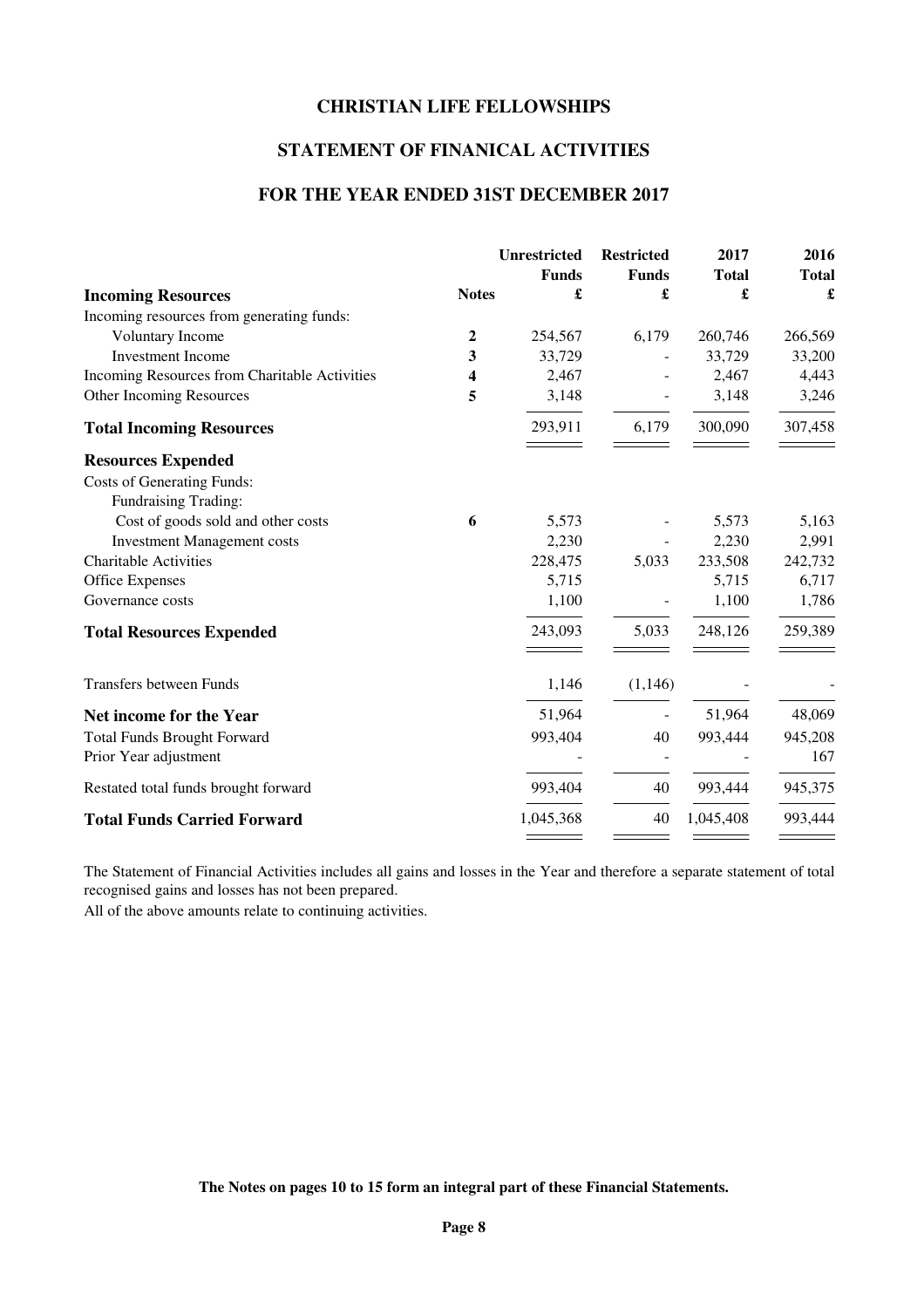# CHRISTIAN LIFE FELLOWSHIPS

## STATEMENT OF FINANICAL ACTIVITIES

## FOR THE YEAR ENDED 31ST DECEMBER 2017

| | Notes | Unrestricted Funds £ | Restricted Funds £ | 2017 Total £ | 2016 Total £ |
|---|---|---|---|---|---|
| **Incoming Resources** | | | | | |
| Incoming resources from generating funds: | | | | | |
| Voluntary Income | **2** | 254,567 | 6,179 | 260,746 | 266,569 |
| Investment Income | **3** | 33,729 | - | 33,729 | 33,200 |
| Incoming Resources from Charitable Activities | **4** | 2,467 | - | 2,467 | 4,443 |
| Other Incoming Resources | **5** | 3,148 | - | 3,148 | 3,246 |
| **Total Incoming Resources** | | 293,911 | 6,179 | 300,090 | 307,458 |
| **Resources Expended** | | | | | |
| Costs of Generating Funds: | | | | | |
| Fundraising Trading: | | | | | |
| Cost of goods sold and other costs | **6** | 5,573 | - | 5,573 | 5,163 |
| Investment Management costs | | 2,230 | - | 2,230 | 2,991 |
| Charitable Activities | | 228,475 | 5,033 | 233,508 | 242,732 |
| Office Expenses | | 5,715 | | 5,715 | 6,717 |
| Governance costs | | 1,100 | - | 1,100 | 1,786 |
| **Total Resources Expended** | | 243,093 | 5,033 | 248,126 | 259,389 |
| Transfers between Funds | | 1,146 | (1,146) | - | - |
| **Net income for the Year** | | 51,964 | - | 51,964 | 48,069 |
| Total Funds Brought Forward | | 993,404 | 40 | 993,444 | 945,208 |
| Prior Year adjustment | | - | - | - | 167 |
| Restated total funds brought forward | | 993,404 | 40 | 993,444 | 945,375 |
| **Total Funds Carried Forward** | | 1,045,368 | 40 | 1,045,408 | 993,444 |

The Statement of Financial Activities includes all gains and losses in the Year and therefore a separate statement of total recognised gains and losses has not been prepared.

All of the above amounts relate to continuing activities.

**The Notes on pages 10 to 15 form an integral part of these Financial Statements.**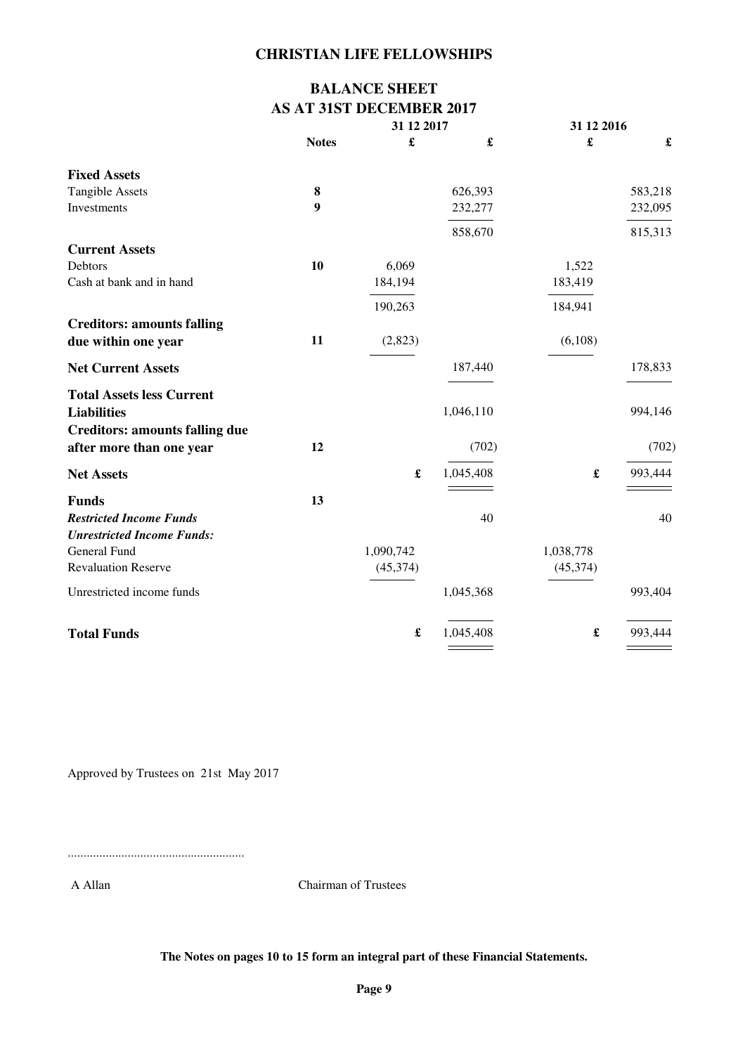# CHRISTIAN LIFE FELLOWSHIPS

## BALANCE SHEET
## AS AT 31ST DECEMBER 2017

| | Notes | 31 12 2017 £ | 31 12 2017 £ | 31 12 2016 £ | 31 12 2016 £ |
|---|---|---|---|---|---|
| **Fixed Assets** | | | | | |
| Tangible Assets | **8** | | 626,393 | | 583,218 |
| Investments | **9** | | 232,277 | | 232,095 |
| | | | 858,670 | | 815,313 |
| **Current Assets** | | | | | |
| Debtors | **10** | 6,069 | | 1,522 | |
| Cash at bank and in hand | | 184,194 | | 183,419 | |
| | | 190,263 | | 184,941 | |
| **Creditors: amounts falling due within one year** | **11** | (2,823) | | (6,108) | |
| **Net Current Assets** | | | 187,440 | | 178,833 |
| **Total Assets less Current Liabilities** | | | 1,046,110 | | 994,146 |
| **Creditors: amounts falling due after more than one year** | **12** | | (702) | | (702) |
| **Net Assets** | | £ | 1,045,408 | £ | 993,444 |
| **Funds** | **13** | | | | |
| ***Restricted Income Funds*** | | | 40 | | 40 |
| ***Unrestricted Income Funds:*** | | | | | |
| General Fund | | 1,090,742 | | 1,038,778 | |
| Revaluation Reserve | | (45,374) | | (45,374) | |
| Unrestricted income funds | | | 1,045,368 | | 993,404 |
| **Total Funds** | | £ | 1,045,408 | £ | 993,444 |

Approved by Trustees on 21st May 2017

.......................................................

A Allan Chairman of Trustees

**The Notes on pages 10 to 15 form an integral part of these Financial Statements.**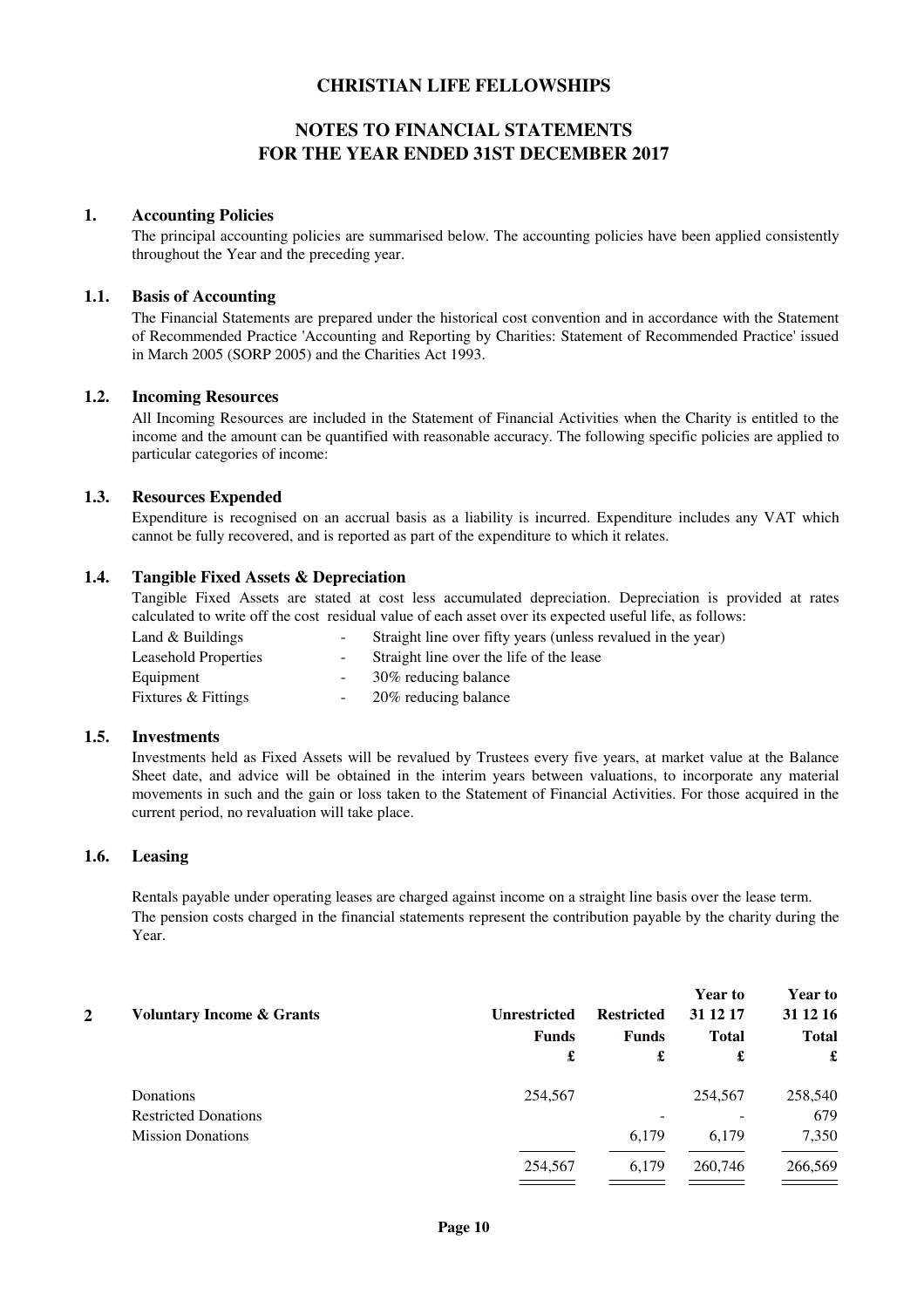# CHRISTIAN LIFE FELLOWSHIPS

## NOTES TO FINANCIAL STATEMENTS
## FOR THE YEAR ENDED 31ST DECEMBER 2017

### 1. Accounting Policies

The principal accounting policies are summarised below. The accounting policies have been applied consistently throughout the Year and the preceding year.

### 1.1. Basis of Accounting

The Financial Statements are prepared under the historical cost convention and in accordance with the Statement of Recommended Practice 'Accounting and Reporting by Charities: Statement of Recommended Practice' issued in March 2005 (SORP 2005) and the Charities Act 1993.

### 1.2. Incoming Resources

All Incoming Resources are included in the Statement of Financial Activities when the Charity is entitled to the income and the amount can be quantified with reasonable accuracy. The following specific policies are applied to particular categories of income:

### 1.3. Resources Expended

Expenditure is recognised on an accrual basis as a liability is incurred. Expenditure includes any VAT which cannot be fully recovered, and is reported as part of the expenditure to which it relates.

### 1.4. Tangible Fixed Assets & Depreciation

Tangible Fixed Assets are stated at cost less accumulated depreciation. Depreciation is provided at rates calculated to write off the cost residual value of each asset over its expected useful life, as follows:

| | | |
|---|---|---|
| Land & Buildings | - | Straight line over fifty years (unless revalued in the year) |
| Leasehold Properties | - | Straight line over the life of the lease |
| Equipment | - | 30% reducing balance |
| Fixtures & Fittings | - | 20% reducing balance |

### 1.5. Investments

Investments held as Fixed Assets will be revalued by Trustees every five years, at market value at the Balance Sheet date, and advice will be obtained in the interim years between valuations, to incorporate any material movements in such and the gain or loss taken to the Statement of Financial Activities. For those acquired in the current period, no revaluation will take place.

### 1.6. Leasing

Rentals payable under operating leases are charged against income on a straight line basis over the lease term.
The pension costs charged in the financial statements represent the contribution payable by the charity during the Year.

### 2 Voluntary Income & Grants

| | Unrestricted Funds £ | Restricted Funds £ | Year to 31 12 17 Total £ | Year to 31 12 16 Total £ |
|---|---|---|---|---|
| Donations | 254,567 | | 254,567 | 258,540 |
| Restricted Donations | | - | - | 679 |
| Mission Donations | | 6,179 | 6,179 | 7,350 |
| | 254,567 | 6,179 | 260,746 | 266,569 |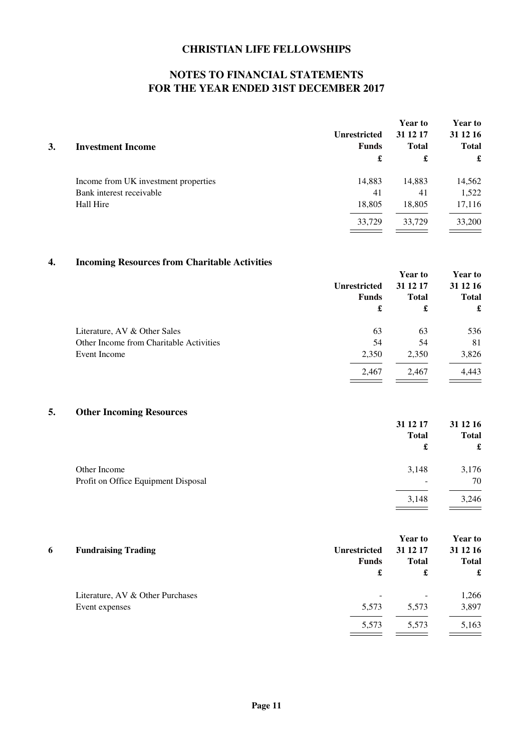# CHRISTIAN LIFE FELLOWSHIPS

## NOTES TO FINANCIAL STATEMENTS FOR THE YEAR ENDED 31ST DECEMBER 2017

### 3. Investment Income

| | Unrestricted Funds £ | Year to 31 12 17 Total £ | Year to 31 12 16 Total £ |
|---|---|---|---|
| Income from UK investment properties | 14,883 | 14,883 | 14,562 |
| Bank interest receivable | 41 | 41 | 1,522 |
| Hall Hire | 18,805 | 18,805 | 17,116 |
| | 33,729 | 33,729 | 33,200 |

### 4. Incoming Resources from Charitable Activities

| | Unrestricted Funds £ | Year to 31 12 17 Total £ | Year to 31 12 16 Total £ |
|---|---|---|---|
| Literature, AV & Other Sales | 63 | 63 | 536 |
| Other Income from Charitable Activities | 54 | 54 | 81 |
| Event Income | 2,350 | 2,350 | 3,826 |
| | 2,467 | 2,467 | 4,443 |

### 5. Other Incoming Resources

| | 31 12 17 Total £ | 31 12 16 Total £ |
|---|---|---|
| Other Income | 3,148 | 3,176 |
| Profit on Office Equipment Disposal | - | 70 |
| | 3,148 | 3,246 |

### 6 Fundraising Trading

| | Unrestricted Funds £ | Year to 31 12 17 Total £ | Year to 31 12 16 Total £ |
|---|---|---|---|
| Literature, AV & Other Purchases | - | - | 1,266 |
| Event expenses | 5,573 | 5,573 | 3,897 |
| | 5,573 | 5,573 | 5,163 |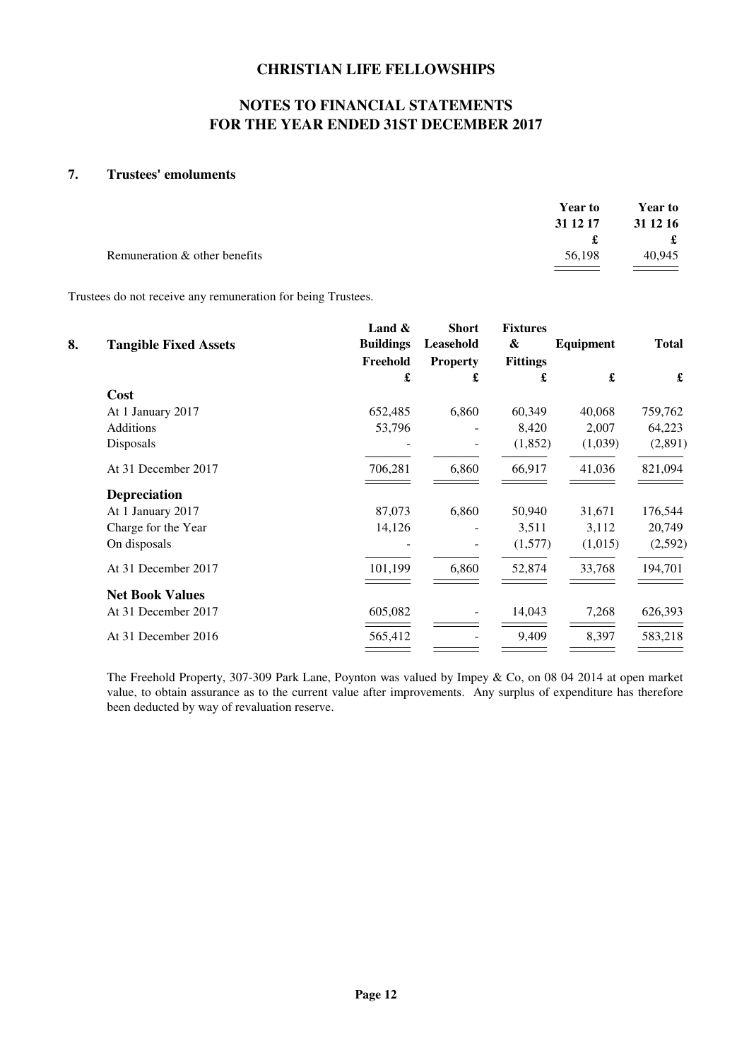# CHRISTIAN LIFE FELLOWSHIPS

## NOTES TO FINANCIAL STATEMENTS FOR THE YEAR ENDED 31ST DECEMBER 2017

### 7. Trustees' emoluments

| | Year to 31 12 17 | Year to 31 12 16 |
|---|---|---|
| | £ | £ |
| Remuneration & other benefits | 56,198 | 40,945 |

Trustees do not receive any remuneration for being Trustees.

### 8. Tangible Fixed Assets

| | Land & Buildings Freehold | Short Leasehold Property | Fixtures & Fittings | Equipment | Total |
|---|---|---|---|---|---|
| | £ | £ | £ | £ | £ |
| **Cost** | | | | | |
| At 1 January 2017 | 652,485 | 6,860 | 60,349 | 40,068 | 759,762 |
| Additions | 53,796 | - | 8,420 | 2,007 | 64,223 |
| Disposals | - | - | (1,852) | (1,039) | (2,891) |
| At 31 December 2017 | 706,281 | 6,860 | 66,917 | 41,036 | 821,094 |
| **Depreciation** | | | | | |
| At 1 January 2017 | 87,073 | 6,860 | 50,940 | 31,671 | 176,544 |
| Charge for the Year | 14,126 | - | 3,511 | 3,112 | 20,749 |
| On disposals | - | - | (1,577) | (1,015) | (2,592) |
| At 31 December 2017 | 101,199 | 6,860 | 52,874 | 33,768 | 194,701 |
| **Net Book Values** | | | | | |
| At 31 December 2017 | 605,082 | - | 14,043 | 7,268 | 626,393 |
| At 31 December 2016 | 565,412 | - | 9,409 | 8,397 | 583,218 |

The Freehold Property, 307-309 Park Lane, Poynton was valued by Impey & Co, on 08 04 2014 at open market value, to obtain assurance as to the current value after improvements. Any surplus of expenditure has therefore been deducted by way of revaluation reserve.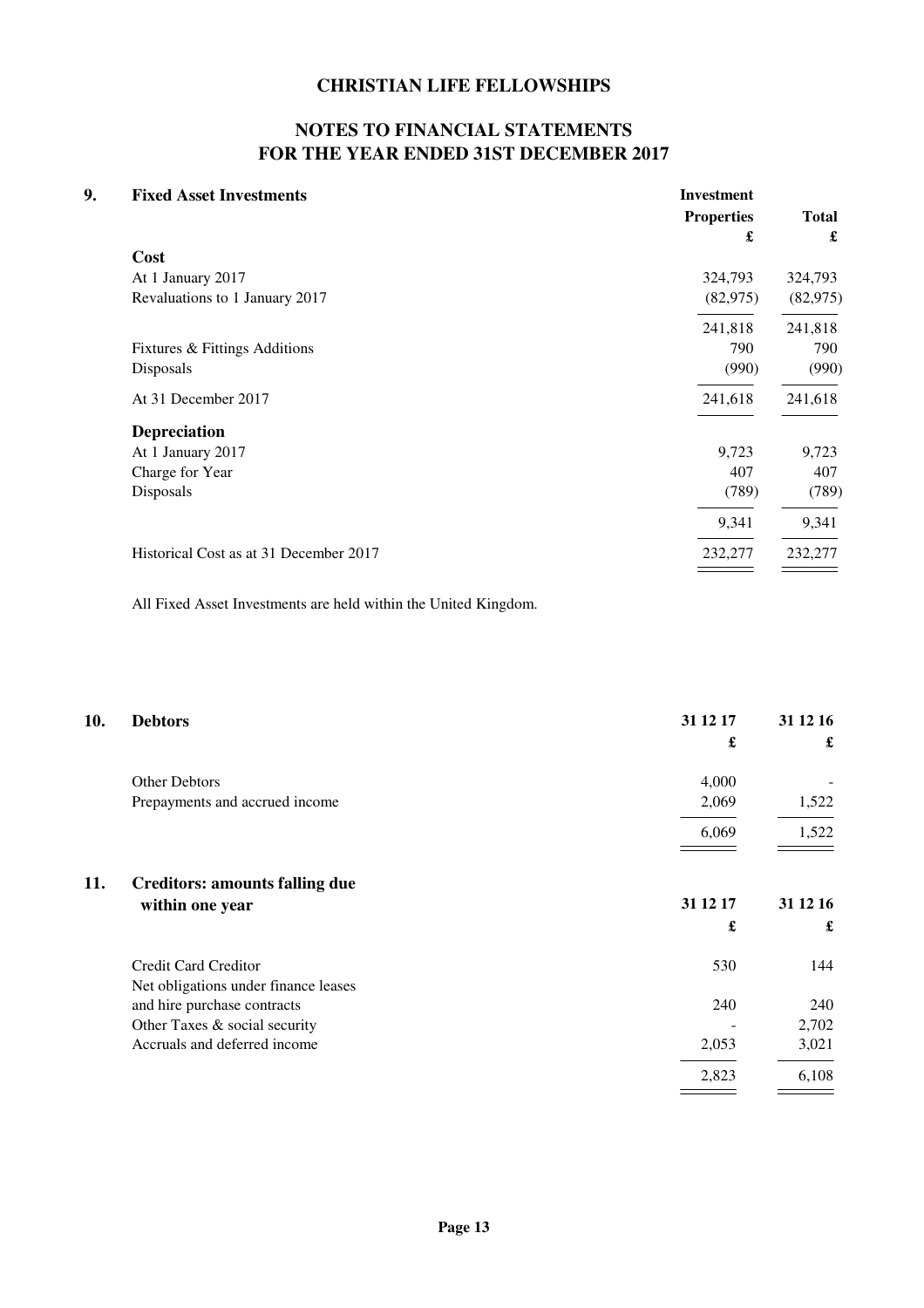# CHRISTIAN LIFE FELLOWSHIPS

## NOTES TO FINANCIAL STATEMENTS
## FOR THE YEAR ENDED 31ST DECEMBER 2017

### 9. Fixed Asset Investments

| | Investment Properties £ | Total £ |
|---|---|---|
| **Cost** | | |
| At 1 January 2017 | 324,793 | 324,793 |
| Revaluations to 1 January 2017 | (82,975) | (82,975) |
| | 241,818 | 241,818 |
| Fixtures & Fittings Additions | 790 | 790 |
| Disposals | (990) | (990) |
| At 31 December 2017 | 241,618 | 241,618 |
| **Depreciation** | | |
| At 1 January 2017 | 9,723 | 9,723 |
| Charge for Year | 407 | 407 |
| Disposals | (789) | (789) |
| | 9,341 | 9,341 |
| Historical Cost as at 31 December 2017 | 232,277 | 232,277 |

All Fixed Asset Investments are held within the United Kingdom.

### 10. Debtors

| | 31 12 17 £ | 31 12 16 £ |
|---|---|---|
| Other Debtors | 4,000 | - |
| Prepayments and accrued income | 2,069 | 1,522 |
| | 6,069 | 1,522 |

### 11. Creditors: amounts falling due within one year

| | 31 12 17 £ | 31 12 16 £ |
|---|---|---|
| Credit Card Creditor | 530 | 144 |
| Net obligations under finance leases and hire purchase contracts | 240 | 240 |
| Other Taxes & social security | - | 2,702 |
| Accruals and deferred income | 2,053 | 3,021 |
| | 2,823 | 6,108 |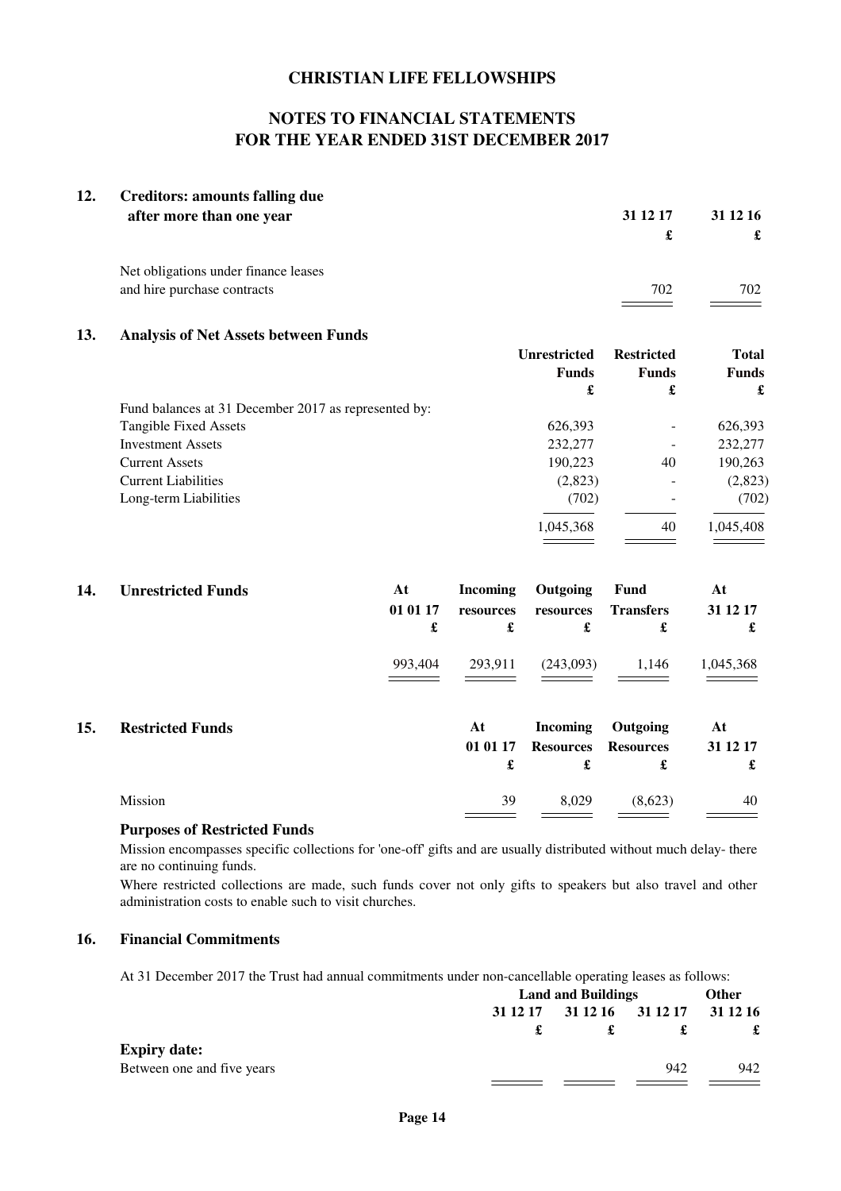# CHRISTIAN LIFE FELLOWSHIPS

## NOTES TO FINANCIAL STATEMENTS
## FOR THE YEAR ENDED 31ST DECEMBER 2017

### 12. Creditors: amounts falling due after more than one year

| | 31 12 17 | 31 12 16 |
|---|---|---|
| | £ | £ |
| Net obligations under finance leases and hire purchase contracts | 702 | 702 |

### 13. Analysis of Net Assets between Funds

| | Unrestricted Funds | Restricted Funds | Total Funds |
|---|---|---|---|
| | £ | £ | £ |
| Fund balances at 31 December 2017 as represented by: | | | |
| Tangible Fixed Assets | 626,393 | - | 626,393 |
| Investment Assets | 232,277 | - | 232,277 |
| Current Assets | 190,223 | 40 | 190,263 |
| Current Liabilities | (2,823) | - | (2,823) |
| Long-term Liabilities | (702) | - | (702) |
| | 1,045,368 | 40 | 1,045,408 |

### 14. Unrestricted Funds

| At 01 01 17 | Incoming resources | Outgoing resources | Fund Transfers | At 31 12 17 |
|---|---|---|---|---|
| £ | £ | £ | £ | £ |
| 993,404 | 293,911 | (243,093) | 1,146 | 1,045,368 |

### 15. Restricted Funds

| | At 01 01 17 | Incoming Resources | Outgoing Resources | At 31 12 17 |
|---|---|---|---|---|
| | £ | £ | £ | £ |
| Mission | 39 | 8,029 | (8,623) | 40 |

**Purposes of Restricted Funds**

Mission encompasses specific collections for 'one-off' gifts and are usually distributed without much delay- there are no continuing funds.

Where restricted collections are made, such funds cover not only gifts to speakers but also travel and other administration costs to enable such to visit churches.

### 16. Financial Commitments

At 31 December 2017 the Trust had annual commitments under non-cancellable operating leases as follows:

| | Land and Buildings | | Other | |
|---|---|---|---|---|
| | 31 12 17 | 31 12 16 | 31 12 17 | 31 12 16 |
| | £ | £ | £ | £ |
| **Expiry date:** | | | | |
| Between one and five years | | | 942 | 942 |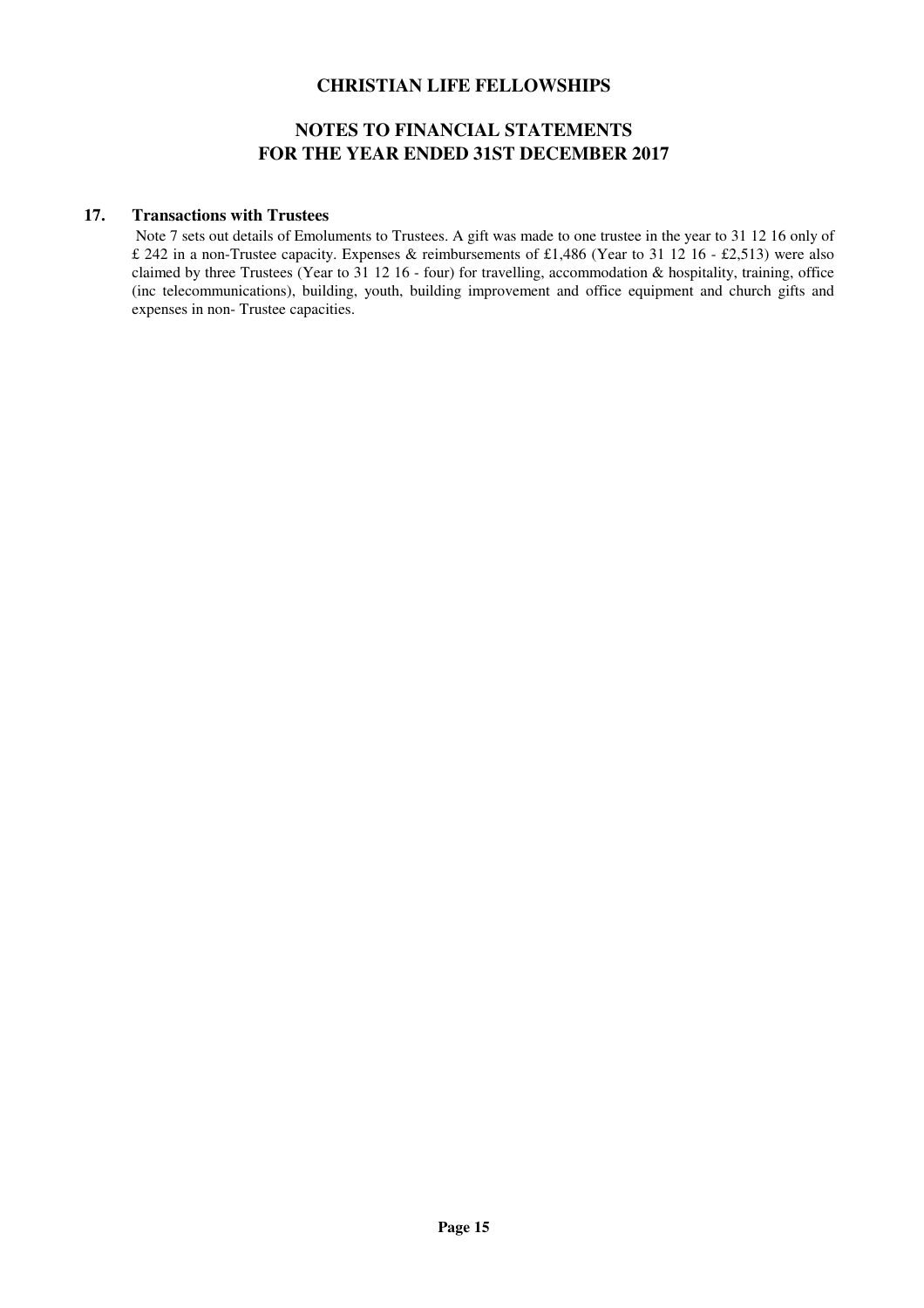# CHRISTIAN LIFE FELLOWSHIPS

## NOTES TO FINANCIAL STATEMENTS FOR THE YEAR ENDED 31ST DECEMBER 2017

### 17. Transactions with Trustees

Note 7 sets out details of Emoluments to Trustees. A gift was made to one trustee in the year to 31 12 16 only of £ 242 in a non-Trustee capacity. Expenses & reimbursements of £1,486 (Year to 31 12 16 - £2,513) were also claimed by three Trustees (Year to 31 12 16 - four) for travelling, accommodation & hospitality, training, office (inc telecommunications), building, youth, building improvement and office equipment and church gifts and expenses in non- Trustee capacities.